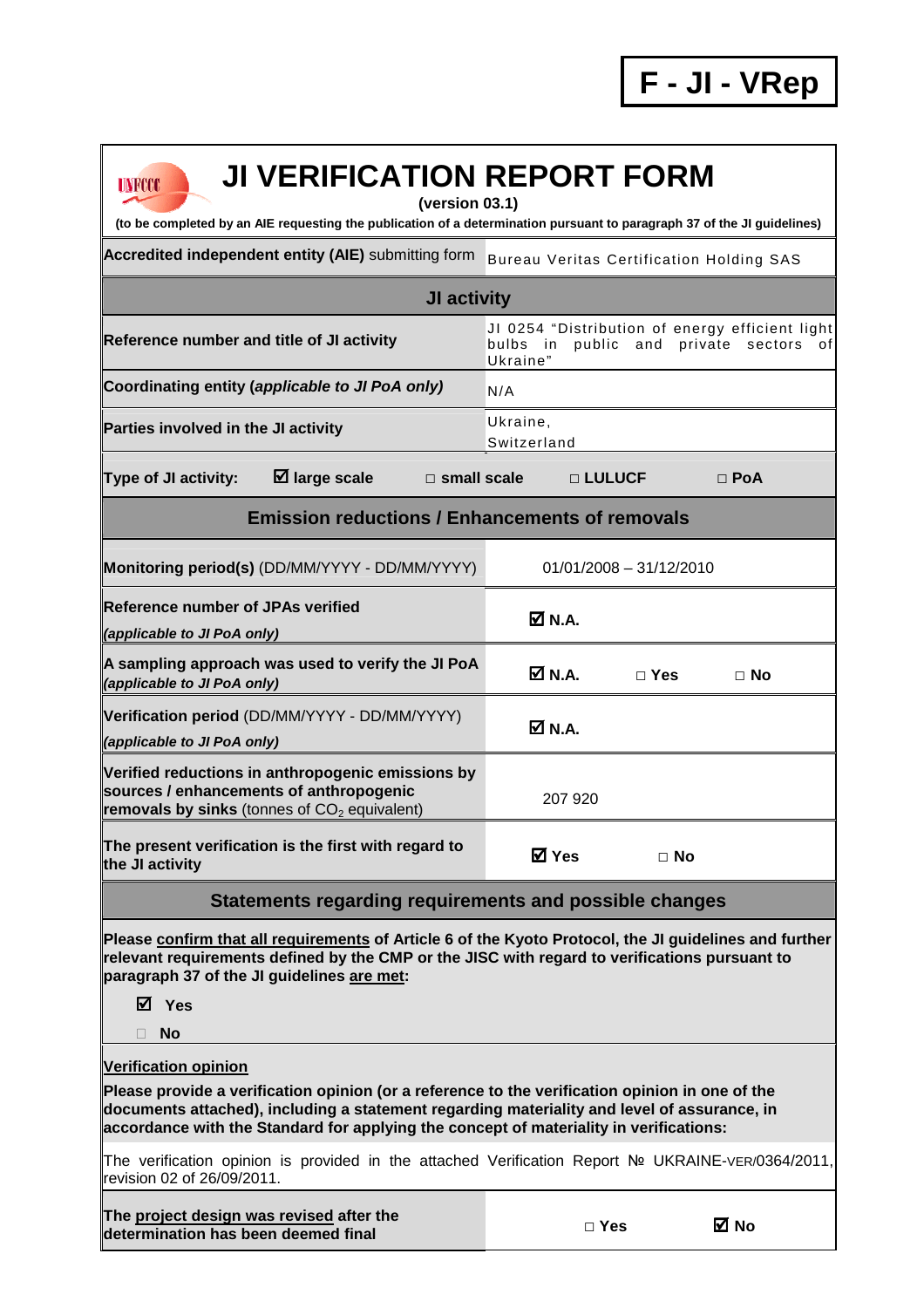# F - JI - VRep

# JI VERIFICATION REPORT FORM

**(version 03.1)**

**(to be completed by an AIE requesting the publication of a determination pursuant to paragraph 37 of the JI guidelines)**

| **Accredited independent entity (AIE)** submitting form | Bureau Veritas Certification Holding SAS |
|---|---|
| **JI activity** | |
| **Reference number and title of JI activity** | JI 0254 "Distribution of energy efficient light bulbs in public and private sectors of Ukraine" |
| **Coordinating entity** ***(applicable to JI PoA only)*** | N/A |
| **Parties involved in the JI activity** | Ukraine, Switzerland |
| **Type of JI activity:** ☑ **large scale** □ **small scale** □ **LULUCF** □ **PoA** | |
| **Emission reductions / Enhancements of removals** | |
| **Monitoring period(s)** (DD/MM/YYYY - DD/MM/YYYY) | 01/01/2008 – 31/12/2010 |
| **Reference number of JPAs verified** ***(applicable to JI PoA only)*** | ☑ **N.A.** |
| **A sampling approach was used to verify the JI PoA** ***(applicable to JI PoA only)*** | ☑ **N.A.** □ **Yes** □ **No** |
| **Verification period** (DD/MM/YYYY - DD/MM/YYYY) ***(applicable to JI PoA only)*** | ☑ **N.A.** |
| **Verified reductions in anthropogenic emissions by sources / enhancements of anthropogenic removals by sinks** (tonnes of $CO_2$ equivalent) | 207 920 |
| **The present verification is the first with regard to the JI activity** | ☑ **Yes** □ **No** |

## Statements regarding requirements and possible changes

**Please confirm that all requirements of Article 6 of the Kyoto Protocol, the JI guidelines and further relevant requirements defined by the CMP or the JISC with regard to verifications pursuant to paragraph 37 of the JI guidelines are met:**

☑ **Yes**

□ **No**

**Verification opinion**

**Please provide a verification opinion (or a reference to the verification opinion in one of the documents attached), including a statement regarding materiality and level of assurance, in accordance with the Standard for applying the concept of materiality in verifications:**

The verification opinion is provided in the attached Verification Report № UKRAINE-VER/0364/2011, revision 02 of 26/09/2011.

| **The project design was revised after the determination has been deemed final** | □ **Yes** ☑ **No** |
|---|---|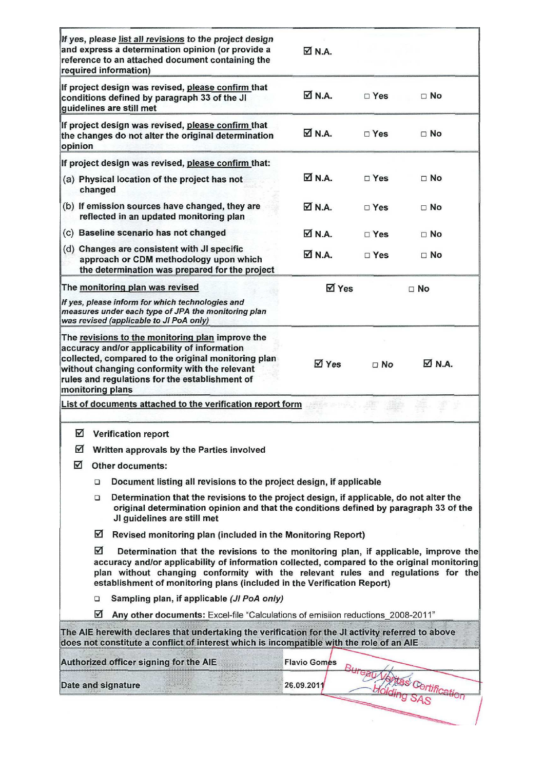| | | | |
|---|---|---|---|
| *If yes, please list all revisions to the project design and express a determination opinion (or provide a reference to an attached document containing the required information)* | ☑ N.A. | | |
| If project design was revised, please confirm that conditions defined by paragraph 33 of the JI guidelines are still met | ☑ N.A. | □ Yes | □ No |
| If project design was revised, please confirm that the changes do not alter the original determination opinion | ☑ N.A. | □ Yes | □ No |
| If project design was revised, please confirm that: | | | |
| (a) Physical location of the project has not changed | ☑ N.A. | □ Yes | □ No |
| (b) If emission sources have changed, they are reflected in an updated monitoring plan | ☑ N.A. | □ Yes | □ No |
| (c) Baseline scenario has not changed | ☑ N.A. | □ Yes | □ No |
| (d) Changes are consistent with JI specific approach or CDM methodology upon which the determination was prepared for the project | ☑ N.A. | □ Yes | □ No |
| The monitoring plan was revised<br>*If yes, please inform for which technologies and measures under each type of JPA the monitoring plan was revised (applicable to JI PoA only)* | ☑ Yes | | □ No |
| The revisions to the monitoring plan improve the accuracy and/or applicability of information collected, compared to the original monitoring plan without changing conformity with the relevant rules and regulations for the establishment of monitoring plans | ☑ Yes | □ No | ☑ N.A. |

**List of documents attached to the verification report form**

- ☑ Verification report
- ☑ Written approvals by the Parties involved
- ☑ Other documents:
  - □ Document listing all revisions to the project design, if applicable
  - □ Determination that the revisions to the project design, if applicable, do not alter the original determination opinion and that the conditions defined by paragraph 33 of the JI guidelines are still met
  - ☑ Revised monitoring plan (included in the Monitoring Report)
  - ☑ Determination that the revisions to the monitoring plan, if applicable, improve the accuracy and/or applicability of information collected, compared to the original monitoring plan without changing conformity with the relevant rules and regulations for the establishment of monitoring plans (included in the Verification Report)
  - □ Sampling plan, if applicable *(JI PoA only)*
  - ☑ Any other documents: Excel-file "Calculations of emisiion reductions_2008-2011"

The AIE herewith declares that undertaking the verification for the JI activity referred to above does not constitute a conflict of interest which is incompatible with the role of an AIE

| | |
|---|---|
| Authorized officer signing for the AIE | Flavio Gomes |
| Date and signature | 26.09.2011 |

Bureau Veritas Certification Holding SAS